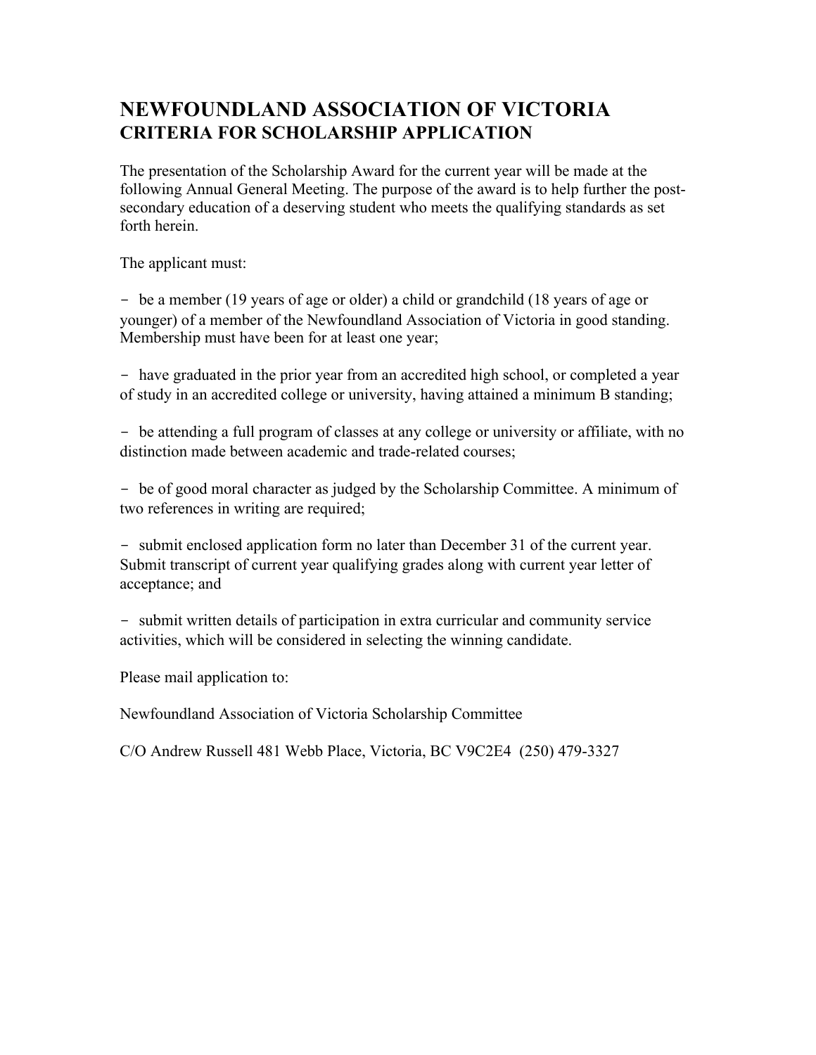# NEWFOUNDLAND ASSOCIATION OF VICTORIA
## CRITERIA FOR SCHOLARSHIP APPLICATION

The presentation of the Scholarship Award for the current year will be made at the following Annual General Meeting. The purpose of the award is to help further the post-secondary education of a deserving student who meets the qualifying standards as set forth herein.

The applicant must:

- be a member (19 years of age or older) a child or grandchild (18 years of age or younger) of a member of the Newfoundland Association of Victoria in good standing. Membership must have been for at least one year;

- have graduated in the prior year from an accredited high school, or completed a year of study in an accredited college or university, having attained a minimum B standing;

- be attending a full program of classes at any college or university or affiliate, with no distinction made between academic and trade-related courses;

- be of good moral character as judged by the Scholarship Committee. A minimum of two references in writing are required;

- submit enclosed application form no later than December 31 of the current year. Submit transcript of current year qualifying grades along with current year letter of acceptance; and

- submit written details of participation in extra curricular and community service activities, which will be considered in selecting the winning candidate.

Please mail application to:

Newfoundland Association of Victoria Scholarship Committee

C/O Andrew Russell 481 Webb Place, Victoria, BC V9C2E4 (250) 479-3327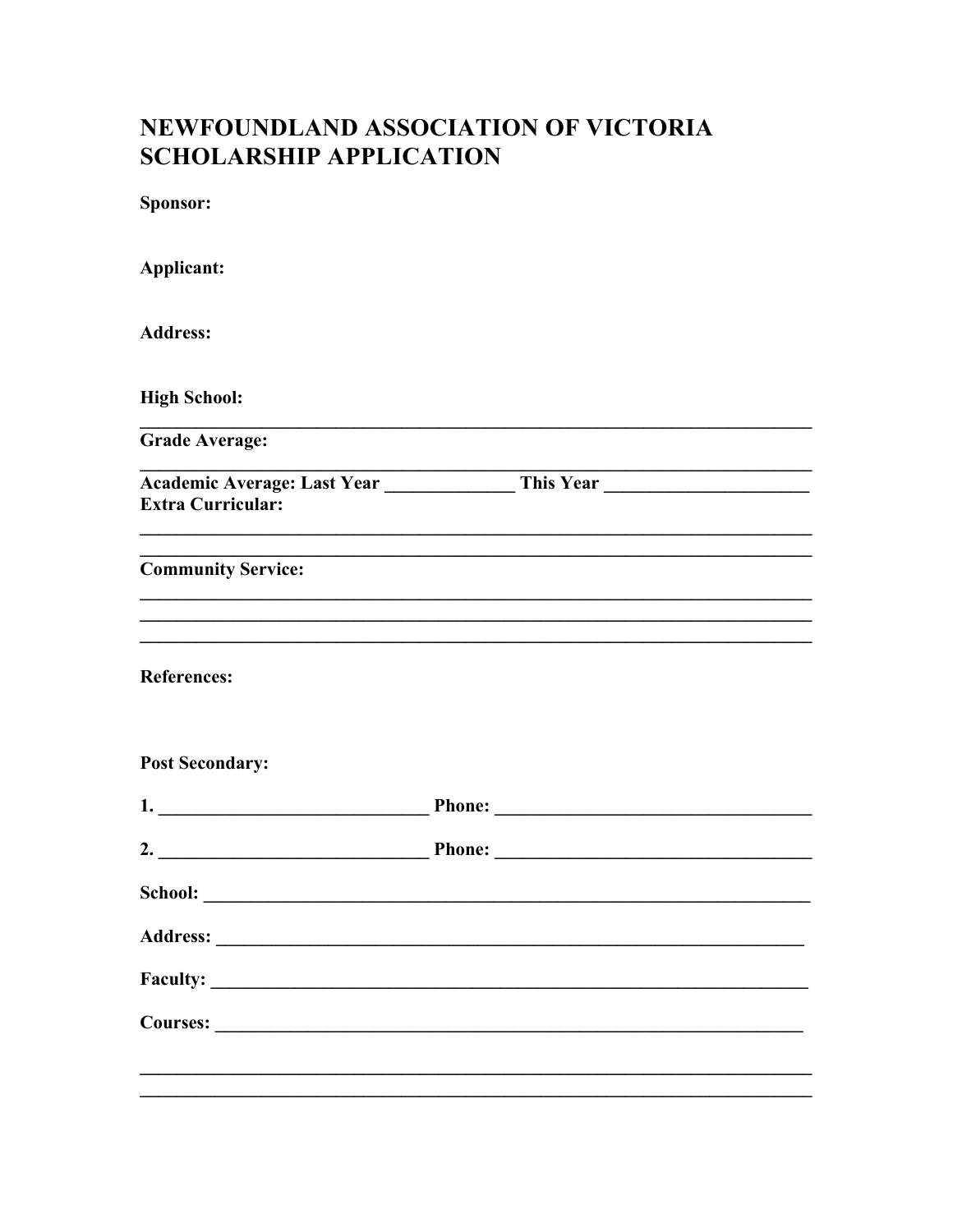# NEWFOUNDLAND ASSOCIATION OF VICTORIA SCHOLARSHIP APPLICATION

**Sponsor:**

**Applicant:**

**Address:**

**High School:**

______________________________________________________________________

**Grade Average:**

______________________________________________________________________

**Academic Average: Last Year** _____________ **This Year** _____________________

**Extra Curricular:**

______________________________________________________________________

______________________________________________________________________

**Community Service:**

______________________________________________________________________

______________________________________________________________________

______________________________________________________________________

**References:**

**Post Secondary:**

**1.** _____________________________ **Phone:** _________________________________

**2.** _____________________________ **Phone:** _________________________________

**School:** _______________________________________________________________

**Address:** ______________________________________________________________

**Faculty:** ______________________________________________________________

**Courses:** ______________________________________________________________

______________________________________________________________________

______________________________________________________________________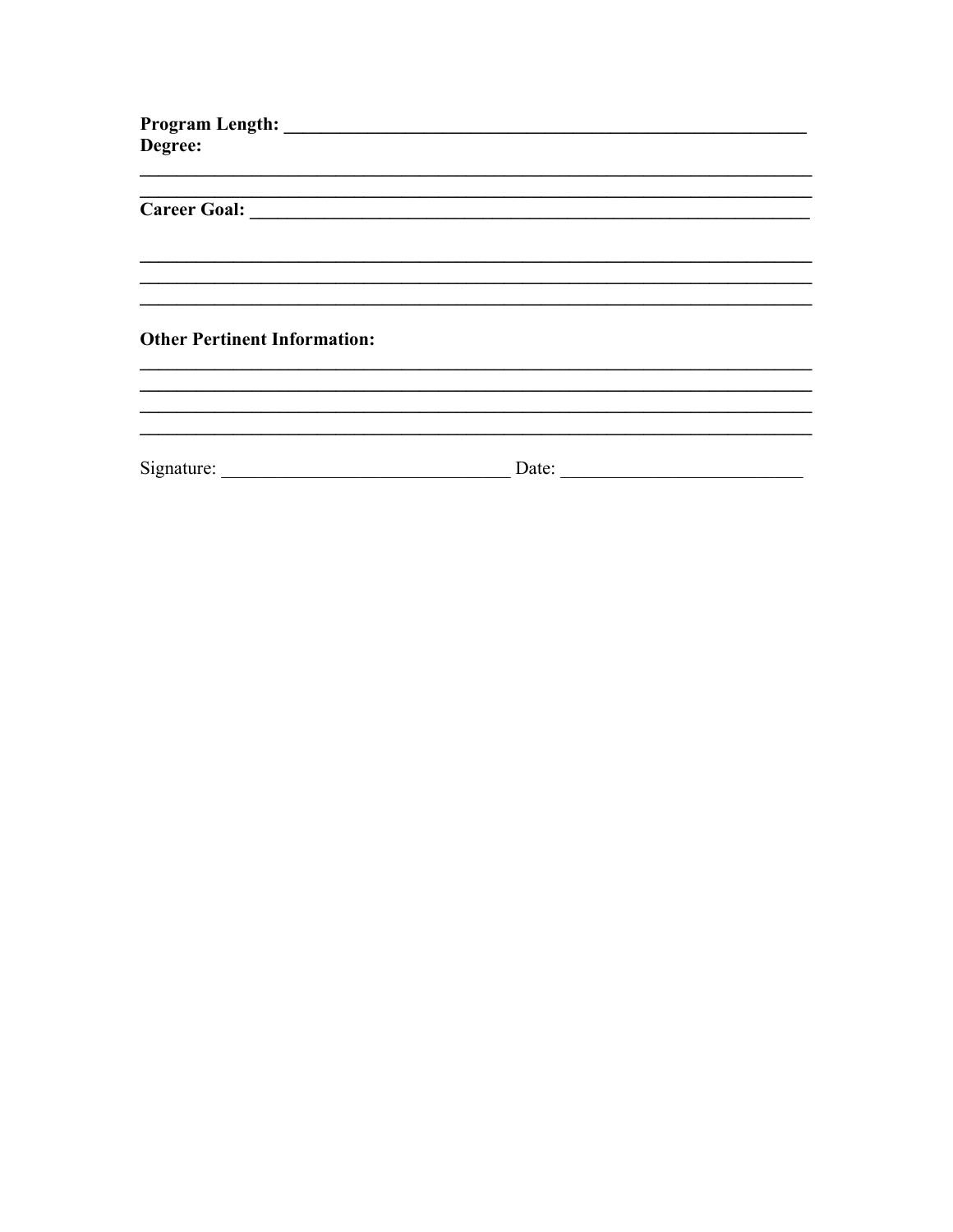**Program Length:** ___________________________________________________________
**Degree:**

_____________________________________________________________________________

_____________________________________________________________________________

**Career Goal:** _____________________________________________________________

_____________________________________________________________________________

_____________________________________________________________________________

_____________________________________________________________________________

**Other Pertinent Information:**

_____________________________________________________________________________

_____________________________________________________________________________

_____________________________________________________________________________

_____________________________________________________________________________

Signature: _______________________________ Date: __________________________